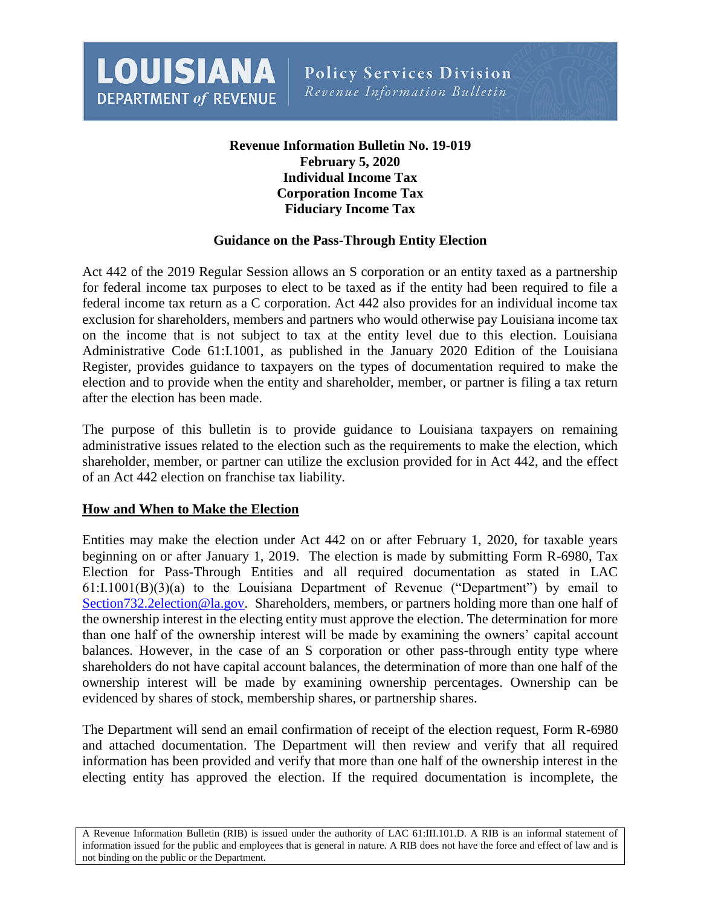**LOUISIANA DEPARTMENT *of* REVENUE** | **Policy Services Division** *Revenue Information Bulletin*

**Revenue Information Bulletin No. 19-019**
**February 5, 2020**
**Individual Income Tax**
**Corporation Income Tax**
**Fiduciary Income Tax**

**Guidance on the Pass-Through Entity Election**

Act 442 of the 2019 Regular Session allows an S corporation or an entity taxed as a partnership for federal income tax purposes to elect to be taxed as if the entity had been required to file a federal income tax return as a C corporation. Act 442 also provides for an individual income tax exclusion for shareholders, members and partners who would otherwise pay Louisiana income tax on the income that is not subject to tax at the entity level due to this election. Louisiana Administrative Code 61:I.1001, as published in the January 2020 Edition of the Louisiana Register, provides guidance to taxpayers on the types of documentation required to make the election and to provide when the entity and shareholder, member, or partner is filing a tax return after the election has been made.

The purpose of this bulletin is to provide guidance to Louisiana taxpayers on remaining administrative issues related to the election such as the requirements to make the election, which shareholder, member, or partner can utilize the exclusion provided for in Act 442, and the effect of an Act 442 election on franchise tax liability.

**How and When to Make the Election**

Entities may make the election under Act 442 on or after February 1, 2020, for taxable years beginning on or after January 1, 2019. The election is made by submitting Form R-6980, Tax Election for Pass-Through Entities and all required documentation as stated in LAC 61:I.1001(B)(3)(a) to the Louisiana Department of Revenue ("Department") by email to Section732.2election@la.gov. Shareholders, members, or partners holding more than one half of the ownership interest in the electing entity must approve the election. The determination for more than one half of the ownership interest will be made by examining the owners' capital account balances. However, in the case of an S corporation or other pass-through entity type where shareholders do not have capital account balances, the determination of more than one half of the ownership interest will be made by examining ownership percentages. Ownership can be evidenced by shares of stock, membership shares, or partnership shares.

The Department will send an email confirmation of receipt of the election request, Form R-6980 and attached documentation. The Department will then review and verify that all required information has been provided and verify that more than one half of the ownership interest in the electing entity has approved the election. If the required documentation is incomplete, the

A Revenue Information Bulletin (RIB) is issued under the authority of LAC 61:III.101.D. A RIB is an informal statement of information issued for the public and employees that is general in nature. A RIB does not have the force and effect of law and is not binding on the public or the Department.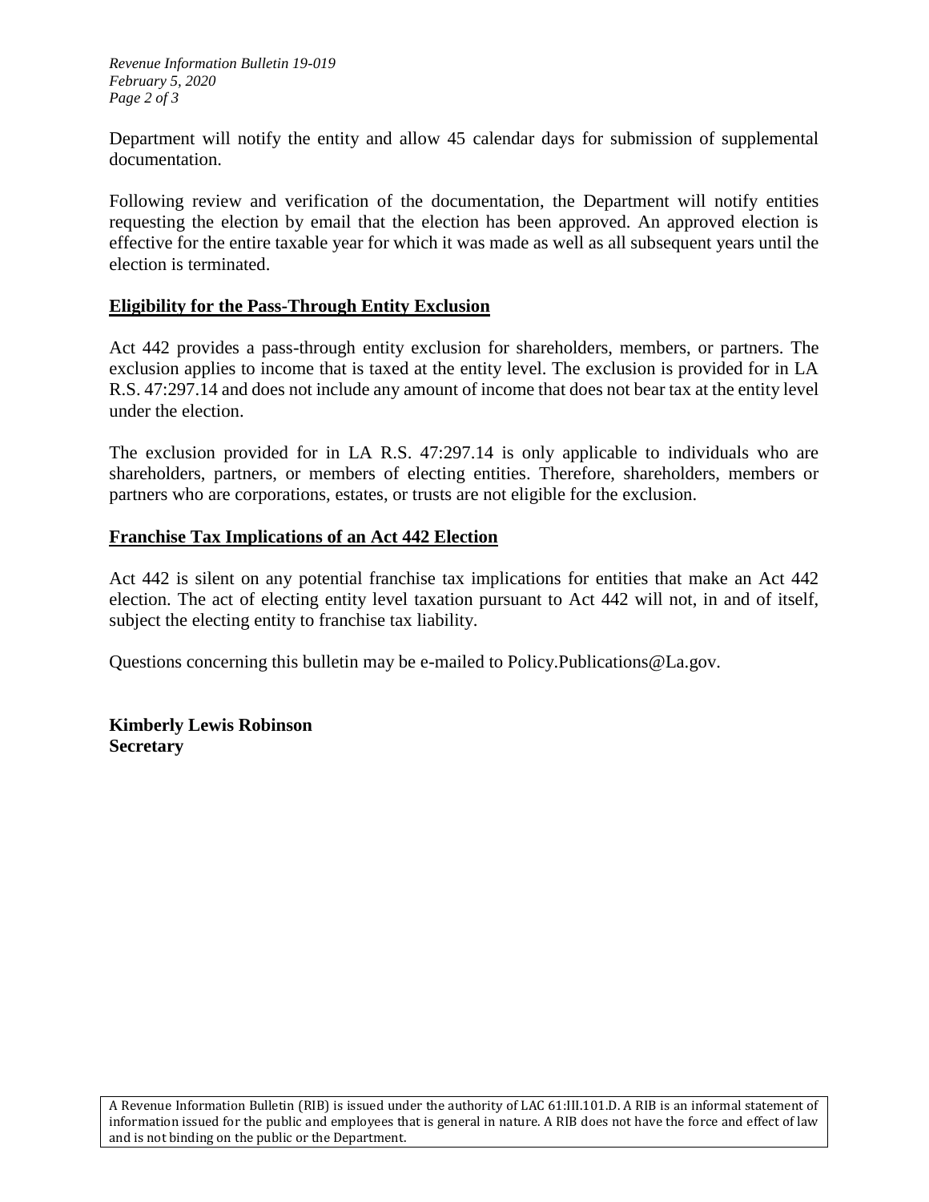Department will notify the entity and allow 45 calendar days for submission of supplemental documentation.

Following review and verification of the documentation, the Department will notify entities requesting the election by email that the election has been approved. An approved election is effective for the entire taxable year for which it was made as well as all subsequent years until the election is terminated.

## Eligibility for the Pass-Through Entity Exclusion

Act 442 provides a pass-through entity exclusion for shareholders, members, or partners. The exclusion applies to income that is taxed at the entity level. The exclusion is provided for in LA R.S. 47:297.14 and does not include any amount of income that does not bear tax at the entity level under the election.

The exclusion provided for in LA R.S. 47:297.14 is only applicable to individuals who are shareholders, partners, or members of electing entities. Therefore, shareholders, members or partners who are corporations, estates, or trusts are not eligible for the exclusion.

## Franchise Tax Implications of an Act 442 Election

Act 442 is silent on any potential franchise tax implications for entities that make an Act 442 election. The act of electing entity level taxation pursuant to Act 442 will not, in and of itself, subject the electing entity to franchise tax liability.

Questions concerning this bulletin may be e-mailed to Policy.Publications@La.gov.

**Kimberly Lewis Robinson**
**Secretary**

A Revenue Information Bulletin (RIB) is issued under the authority of LAC 61:III.101.D. A RIB is an informal statement of information issued for the public and employees that is general in nature. A RIB does not have the force and effect of law and is not binding on the public or the Department.